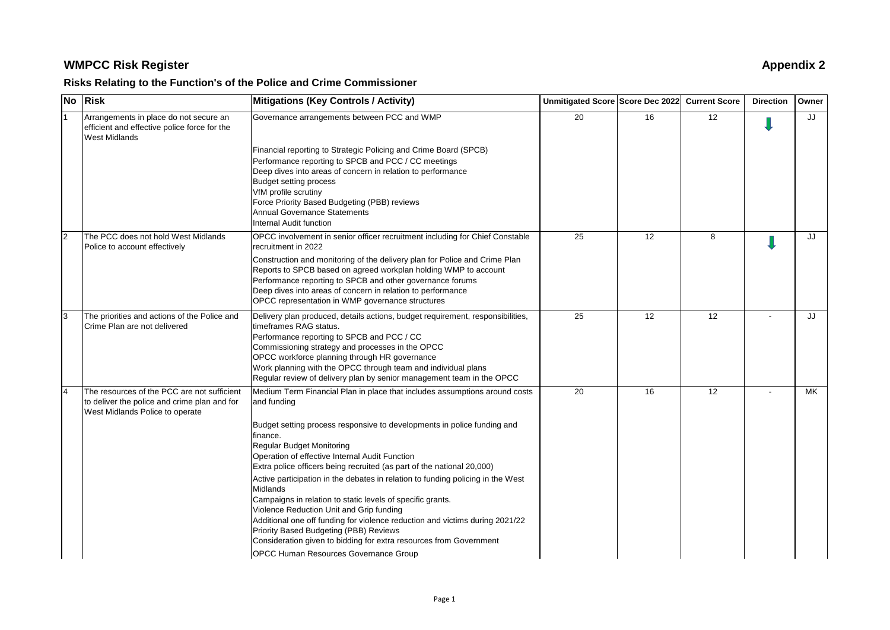# WMPCC Risk Register

**Appendix 2**

## Risks Relating to the Function's of the Police and Crime Commissioner

| No | Risk | Mitigations (Key Controls / Activity) | Unmitigated Score | Score Dec 2022 | Current Score | Direction | Owner |
|---|---|---|---|---|---|---|---|
| 1 | Arrangements in place do not secure an efficient and effective police force for the West Midlands | Governance arrangements between PCC and WMP<br><br>Financial reporting to Strategic Policing and Crime Board (SPCB)<br>Performance reporting to SPCB and PCC / CC meetings<br>Deep dives into areas of concern in relation to performance<br>Budget setting process<br>VfM profile scrutiny<br>Force Priority Based Budgeting (PBB) reviews<br>Annual Governance Statements<br>Internal Audit function | 20 | 16 | 12 | ↓ | JJ |
| 2 | The PCC does not hold West Midlands Police to account effectively | OPCC involvement in senior officer recruitment including for Chief Constable recruitment in 2022<br>Construction and monitoring of the delivery plan for Police and Crime Plan<br>Reports to SPCB based on agreed workplan holding WMP to account<br>Performance reporting to SPCB and other governance forums<br>Deep dives into areas of concern in relation to performance<br>OPCC representation in WMP governance structures | 25 | 12 | 8 | ↓ | JJ |
| 3 | The priorities and actions of the Police and Crime Plan are not delivered | Delivery plan produced, details actions, budget requirement, responsibilities, timeframes RAG status.<br>Performance reporting to SPCB and PCC / CC<br>Commissioning strategy and processes in the OPCC<br>OPCC workforce planning through HR governance<br>Work planning with the OPCC through team and individual plans<br>Regular review of delivery plan by senior management team in the OPCC | 25 | 12 | 12 | - | JJ |
| 4 | The resources of the PCC are not sufficient to deliver the police and crime plan and for West Midlands Police to operate | Medium Term Financial Plan in place that includes assumptions around costs and funding<br><br>Budget setting process responsive to developments in police funding and finance.<br>Regular Budget Monitoring<br>Operation of effective Internal Audit Function<br>Extra police officers being recruited (as part of the national 20,000)<br>Active participation in the debates in relation to funding policing in the West Midlands<br>Campaigns in relation to static levels of specific grants.<br>Violence Reduction Unit and Grip funding<br>Additional one off funding for violence reduction and victims during 2021/22<br>Priority Based Budgeting (PBB) Reviews<br>Consideration given to bidding for extra resources from Government<br>OPCC Human Resources Governance Group | 20 | 16 | 12 | - | MK |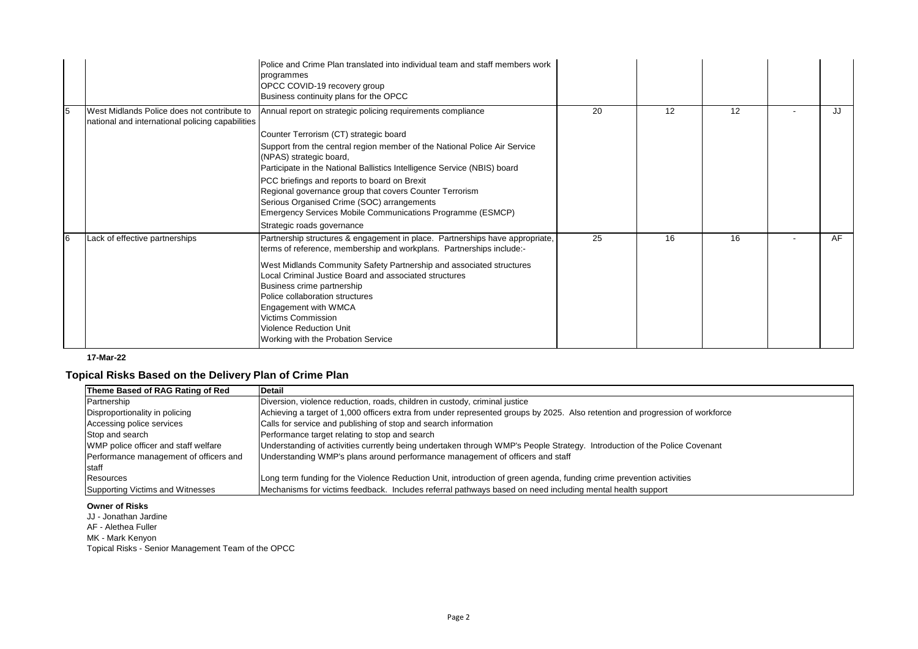| | | | | | | | |
|---|---|---|---|---|---|---|---|
| | | Police and Crime Plan translated into individual team and staff members work programmes<br>OPCC COVID-19 recovery group<br>Business continuity plans for the OPCC | | | | | |
| 5 | West Midlands Police does not contribute to national and international policing capabilities | Annual report on strategic policing requirements compliance<br><br>Counter Terrorism (CT) strategic board<br>Support from the central region member of the National Police Air Service (NPAS) strategic board,<br>Participate in the National Ballistics Intelligence Service (NBIS) board<br>PCC briefings and reports to board on Brexit<br>Regional governance group that covers Counter Terrorism<br>Serious Organised Crime (SOC) arrangements<br>Emergency Services Mobile Communications Programme (ESMCP)<br>Strategic roads governance | 20 | 12 | 12 | - | JJ |
| 6 | Lack of effective partnerships | Partnership structures & engagement in place. Partnerships have appropriate, terms of reference, membership and workplans. Partnerships include:-<br><br>West Midlands Community Safety Partnership and associated structures<br>Local Criminal Justice Board and associated structures<br>Business crime partnership<br>Police collaboration structures<br>Engagement with WMCA<br>Victims Commission<br>Violence Reduction Unit<br>Working with the Probation Service | 25 | 16 | 16 | - | AF |

**17-Mar-22**

## Topical Risks Based on the Delivery Plan of Crime Plan

| Theme Based of RAG Rating of Red | Detail |
|---|---|
| Partnership | Diversion, violence reduction, roads, children in custody, criminal justice |
| Disproportionality in policing | Achieving a target of 1,000 officers extra from under represented groups by 2025. Also retention and progression of workforce |
| Accessing police services | Calls for service and publishing of stop and search information |
| Stop and search | Performance target relating to stop and search |
| WMP police officer and staff welfare | Understanding of activities currently being undertaken through WMP's People Strategy. Introduction of the Police Covenant |
| Performance management of officers and staff | Understanding WMP's plans around performance management of officers and staff |
| Resources | Long term funding for the Violence Reduction Unit, introduction of green agenda, funding crime prevention activities |
| Supporting Victims and Witnesses | Mechanisms for victims feedback. Includes referral pathways based on need including mental health support |

**Owner of Risks**

JJ - Jonathan Jardine
AF - Alethea Fuller
MK - Mark Kenyon
Topical Risks - Senior Management Team of the OPCC